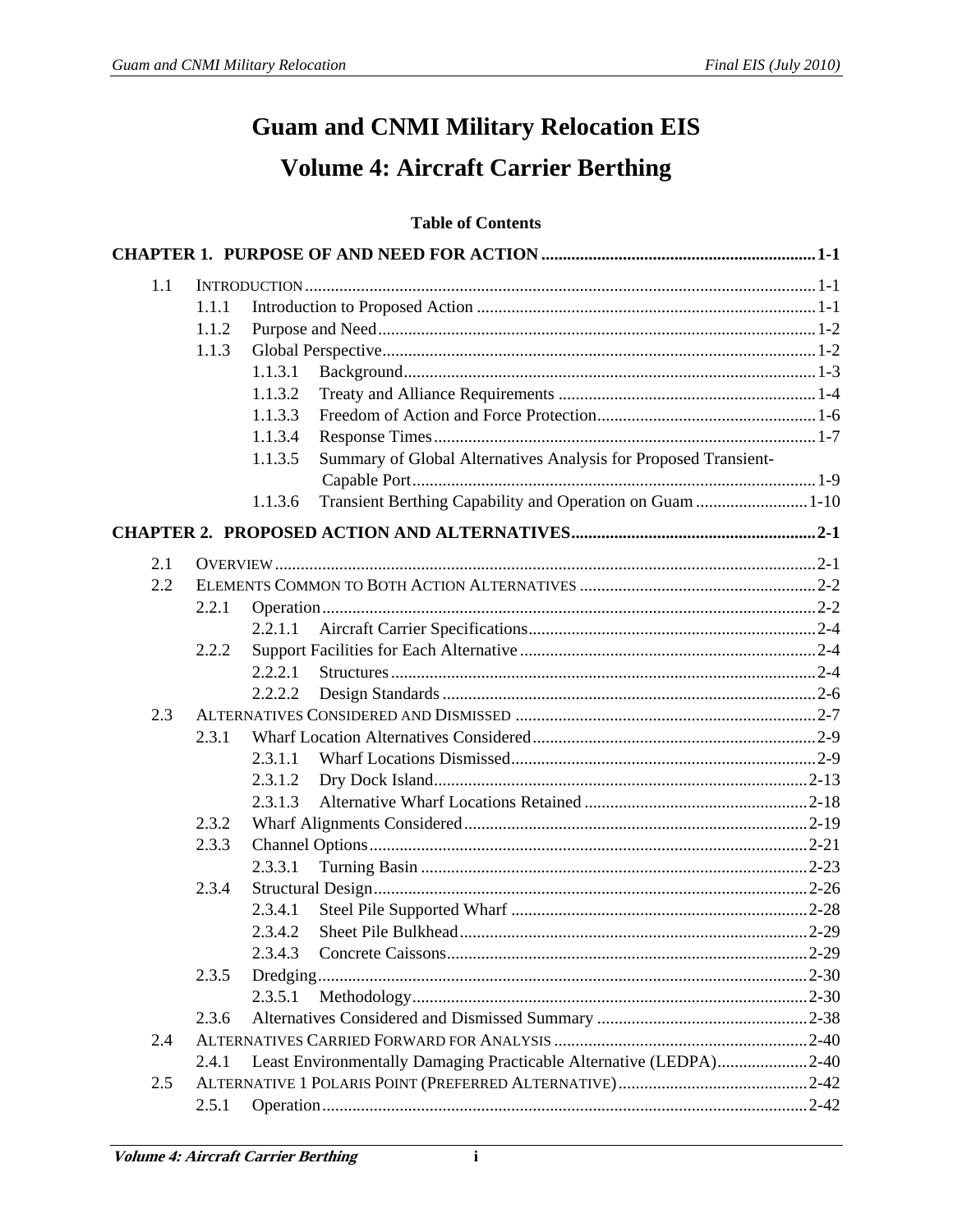# Guam and CNMI Military Relocation EIS

# Volume 4: Aircraft Carrier Berthing

**Table of Contents**

**CHAPTER 1. PURPOSE OF AND NEED FOR ACTION ............................................................... 1-1**

1.1 INTRODUCTION ........................................................................................................................ 1-1
- 1.1.1 Introduction to Proposed Action .............................................................................. 1-1
- 1.1.2 Purpose and Need ..................................................................................................... 1-2
- 1.1.3 Global Perspective ...................................................................................................... 1-2
  - 1.1.3.1 Background ........................................................................................... 1-3
  - 1.1.3.2 Treaty and Alliance Requirements ........................................................... 1-4
  - 1.1.3.3 Freedom of Action and Force Protection .................................................. 1-6
  - 1.1.3.4 Response Times ....................................................................................... 1-7
  - 1.1.3.5 Summary of Global Alternatives Analysis for Proposed Transient-Capable Port ........................................................................................... 1-9
  - 1.1.3.6 Transient Berthing Capability and Operation on Guam .......................... 1-10

**CHAPTER 2. PROPOSED ACTION AND ALTERNATIVES ......................................................... 2-1**

2.1 OVERVIEW ................................................................................................................................ 2-1

2.2 ELEMENTS COMMON TO BOTH ACTION ALTERNATIVES ........................................................ 2-2
- 2.2.1 Operation ................................................................................................................... 2-2
  - 2.2.1.1 Aircraft Carrier Specifications .................................................................. 2-4
- 2.2.2 Support Facilities for Each Alternative ..................................................................... 2-4
  - 2.2.2.1 Structures ................................................................................................. 2-4
  - 2.2.2.2 Design Standards ...................................................................................... 2-6

2.3 ALTERNATIVES CONSIDERED AND DISMISSED ....................................................................... 2-7
- 2.3.1 Wharf Location Alternatives Considered ................................................................. 2-9
  - 2.3.1.1 Wharf Locations Dismissed ...................................................................... 2-9
  - 2.3.1.2 Dry Dock Island ...................................................................................... 2-13
  - 2.3.1.3 Alternative Wharf Locations Retained .................................................... 2-18
- 2.3.2 Wharf Alignments Considered ................................................................................ 2-19
- 2.3.3 Channel Options ...................................................................................................... 2-21
  - 2.3.3.1 Turning Basin ......................................................................................... 2-23
- 2.3.4 Structural Design ..................................................................................................... 2-26
  - 2.3.4.1 Steel Pile Supported Wharf .................................................................... 2-28
  - 2.3.4.2 Sheet Pile Bulkhead ................................................................................ 2-29
  - 2.3.4.3 Concrete Caissons ................................................................................... 2-29
- 2.3.5 Dredging .................................................................................................................. 2-30
  - 2.3.5.1 Methodology ........................................................................................... 2-30
- 2.3.6 Alternatives Considered and Dismissed Summary ................................................. 2-38

2.4 ALTERNATIVES CARRIED FORWARD FOR ANALYSIS ........................................................... 2-40
- 2.4.1 Least Environmentally Damaging Practicable Alternative (LEDPA) ..................... 2-40

2.5 ALTERNATIVE 1 POLARIS POINT (PREFERRED ALTERNATIVE) ............................................ 2-42
- 2.5.1 Operation ................................................................................................................. 2-42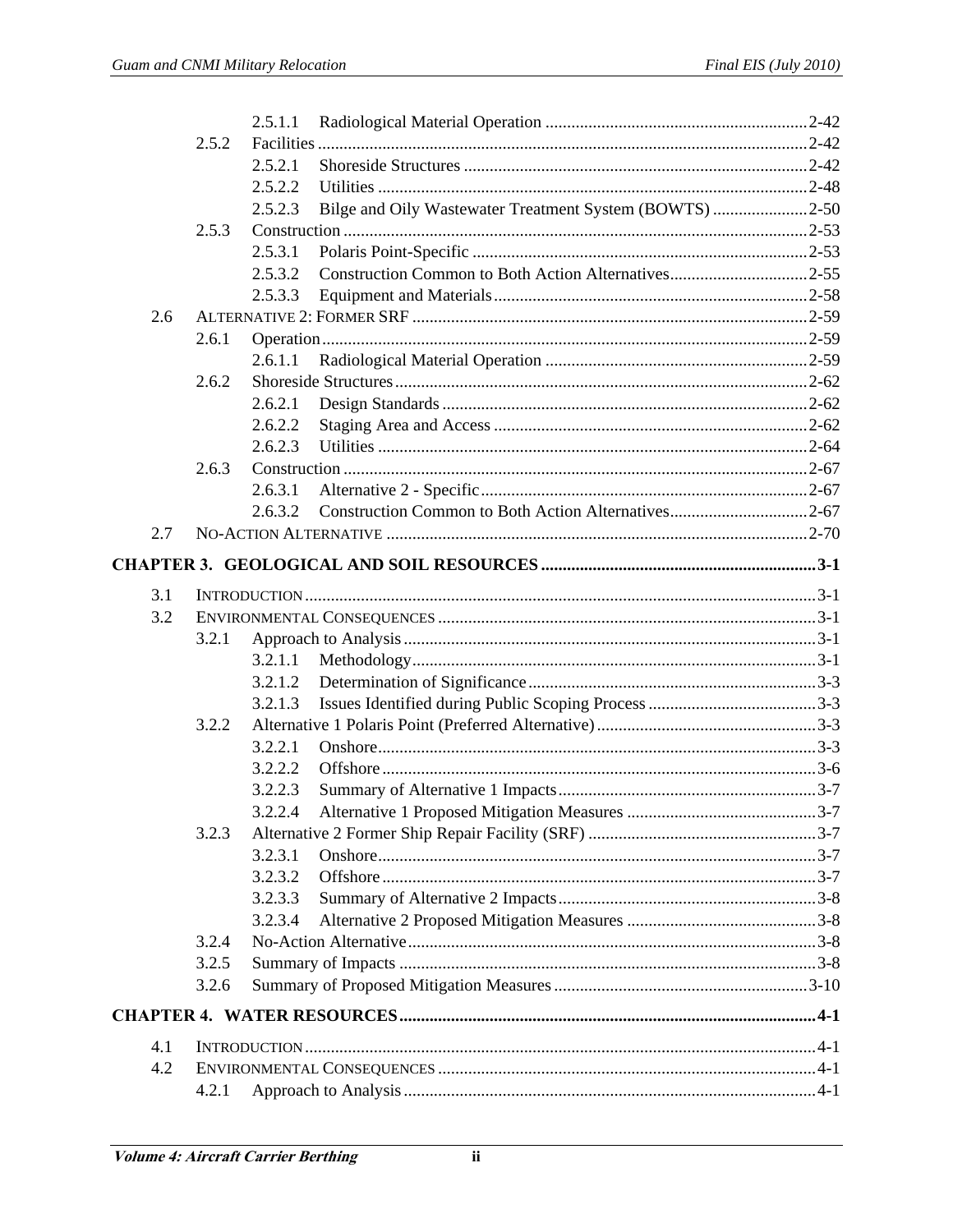2.5.1.1 Radiological Material Operation ....................................................... 2-42

2.5.2 Facilities ....................................................................................................... 2-42

2.5.2.1 Shoreside Structures ............................................................................. 2-42

2.5.2.2 Utilities ................................................................................................. 2-48

2.5.2.3 Bilge and Oily Wastewater Treatment System (BOWTS) ..................... 2-50

2.5.3 Construction ................................................................................................. 2-53

2.5.3.1 Polaris Point-Specific ........................................................................... 2-53

2.5.3.2 Construction Common to Both Action Alternatives.............................. 2-55

2.5.3.3 Equipment and Materials ...................................................................... 2-58

2.6 ALTERNATIVE 2: FORMER SRF ................................................................................. 2-59

2.6.1 Operation ..................................................................................................... 2-59

2.6.1.1 Radiological Material Operation ........................................................... 2-59

2.6.2 Shoreside Structures ..................................................................................... 2-62

2.6.2.1 Design Standards .................................................................................. 2-62

2.6.2.2 Staging Area and Access ...................................................................... 2-62

2.6.2.3 Utilities ................................................................................................. 2-64

2.6.3 Construction ................................................................................................. 2-67

2.6.3.1 Alternative 2 - Specific ......................................................................... 2-67

2.6.3.2 Construction Common to Both Action Alternatives.............................. 2-67

2.7 NO-ACTION ALTERNATIVE ...................................................................................... 2-70

**CHAPTER 3. GEOLOGICAL AND SOIL RESOURCES ................................................ 3-1**

3.1 INTRODUCTION .......................................................................................................... 3-1

3.2 ENVIRONMENTAL CONSEQUENCES ........................................................................... 3-1

3.2.1 Approach to Analysis ..................................................................................... 3-1

3.2.1.1 Methodology .......................................................................................... 3-1

3.2.1.2 Determination of Significance ................................................................ 3-3

3.2.1.3 Issues Identified during Public Scoping Process ..................................... 3-3

3.2.2 Alternative 1 Polaris Point (Preferred Alternative) ......................................... 3-3

3.2.2.1 Onshore ................................................................................................. 3-3

3.2.2.2 Offshore ................................................................................................ 3-6

3.2.2.3 Summary of Alternative 1 Impacts ......................................................... 3-7

3.2.2.4 Alternative 1 Proposed Mitigation Measures .......................................... 3-7

3.2.3 Alternative 2 Former Ship Repair Facility (SRF) ........................................... 3-7

3.2.3.1 Onshore ................................................................................................. 3-7

3.2.3.2 Offshore ................................................................................................ 3-7

3.2.3.3 Summary of Alternative 2 Impacts ......................................................... 3-8

3.2.3.4 Alternative 2 Proposed Mitigation Measures .......................................... 3-8

3.2.4 No-Action Alternative .................................................................................... 3-8

3.2.5 Summary of Impacts ...................................................................................... 3-8

3.2.6 Summary of Proposed Mitigation Measures ................................................. 3-10

**CHAPTER 4. WATER RESOURCES .............................................................................. 4-1**

4.1 INTRODUCTION .......................................................................................................... 4-1

4.2 ENVIRONMENTAL CONSEQUENCES ........................................................................... 4-1

4.2.1 Approach to Analysis ..................................................................................... 4-1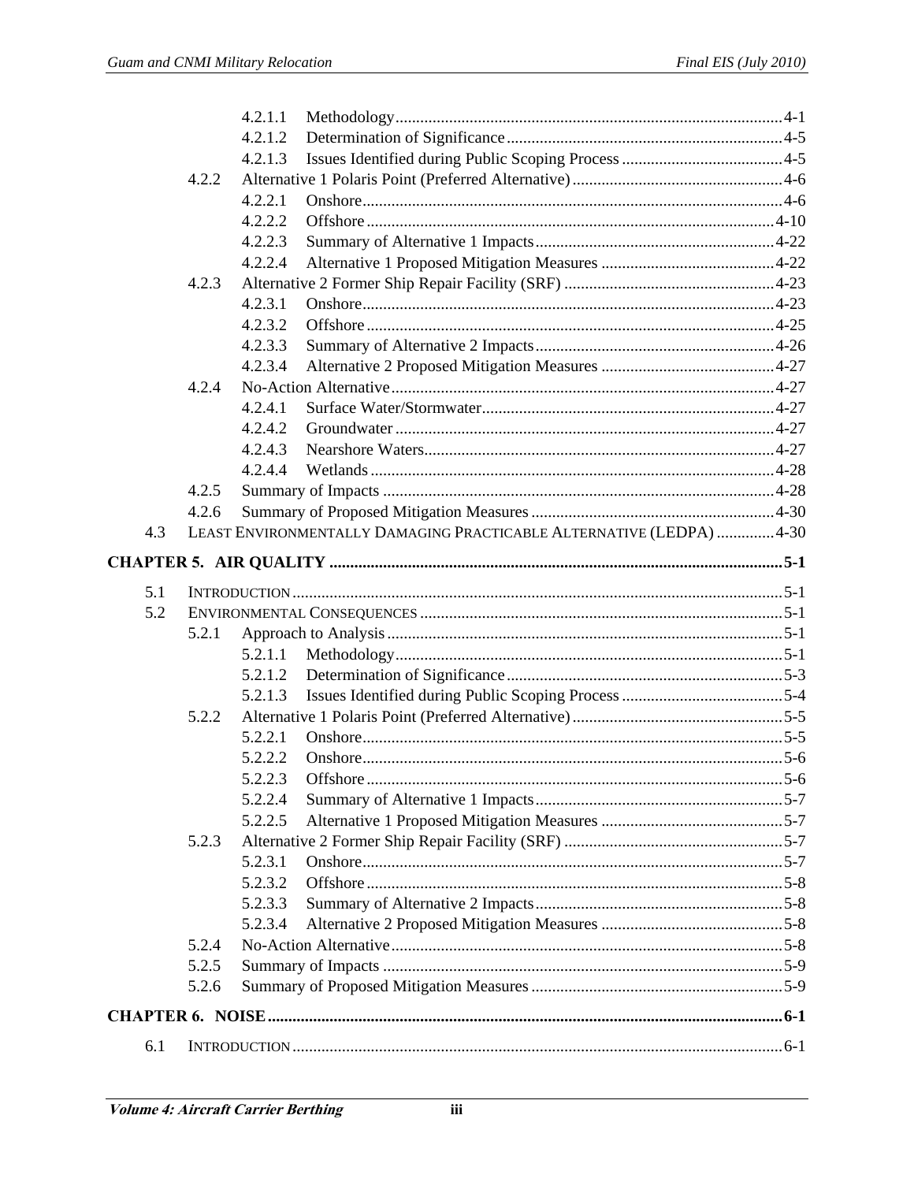4.2.1.1 Methodology ..... 4-1
4.2.1.2 Determination of Significance ..... 4-5
4.2.1.3 Issues Identified during Public Scoping Process ..... 4-5
4.2.2 Alternative 1 Polaris Point (Preferred Alternative) ..... 4-6
4.2.2.1 Onshore ..... 4-6
4.2.2.2 Offshore ..... 4-10
4.2.2.3 Summary of Alternative 1 Impacts ..... 4-22
4.2.2.4 Alternative 1 Proposed Mitigation Measures ..... 4-22
4.2.3 Alternative 2 Former Ship Repair Facility (SRF) ..... 4-23
4.2.3.1 Onshore ..... 4-23
4.2.3.2 Offshore ..... 4-25
4.2.3.3 Summary of Alternative 2 Impacts ..... 4-26
4.2.3.4 Alternative 2 Proposed Mitigation Measures ..... 4-27
4.2.4 No-Action Alternative ..... 4-27
4.2.4.1 Surface Water/Stormwater ..... 4-27
4.2.4.2 Groundwater ..... 4-27
4.2.4.3 Nearshore Waters ..... 4-27
4.2.4.4 Wetlands ..... 4-28
4.2.5 Summary of Impacts ..... 4-28
4.2.6 Summary of Proposed Mitigation Measures ..... 4-30
4.3 LEAST ENVIRONMENTALLY DAMAGING PRACTICABLE ALTERNATIVE (LEDPA) ..... 4-30

**CHAPTER 5. AIR QUALITY ..... 5-1**

5.1 INTRODUCTION ..... 5-1
5.2 ENVIRONMENTAL CONSEQUENCES ..... 5-1
5.2.1 Approach to Analysis ..... 5-1
5.2.1.1 Methodology ..... 5-1
5.2.1.2 Determination of Significance ..... 5-3
5.2.1.3 Issues Identified during Public Scoping Process ..... 5-4
5.2.2 Alternative 1 Polaris Point (Preferred Alternative) ..... 5-5
5.2.2.1 Onshore ..... 5-5
5.2.2.2 Onshore ..... 5-6
5.2.2.3 Offshore ..... 5-6
5.2.2.4 Summary of Alternative 1 Impacts ..... 5-7
5.2.2.5 Alternative 1 Proposed Mitigation Measures ..... 5-7
5.2.3 Alternative 2 Former Ship Repair Facility (SRF) ..... 5-7
5.2.3.1 Onshore ..... 5-7
5.2.3.2 Offshore ..... 5-8
5.2.3.3 Summary of Alternative 2 Impacts ..... 5-8
5.2.3.4 Alternative 2 Proposed Mitigation Measures ..... 5-8
5.2.4 No-Action Alternative ..... 5-8
5.2.5 Summary of Impacts ..... 5-9
5.2.6 Summary of Proposed Mitigation Measures ..... 5-9

**CHAPTER 6. NOISE ..... 6-1**

6.1 INTRODUCTION ..... 6-1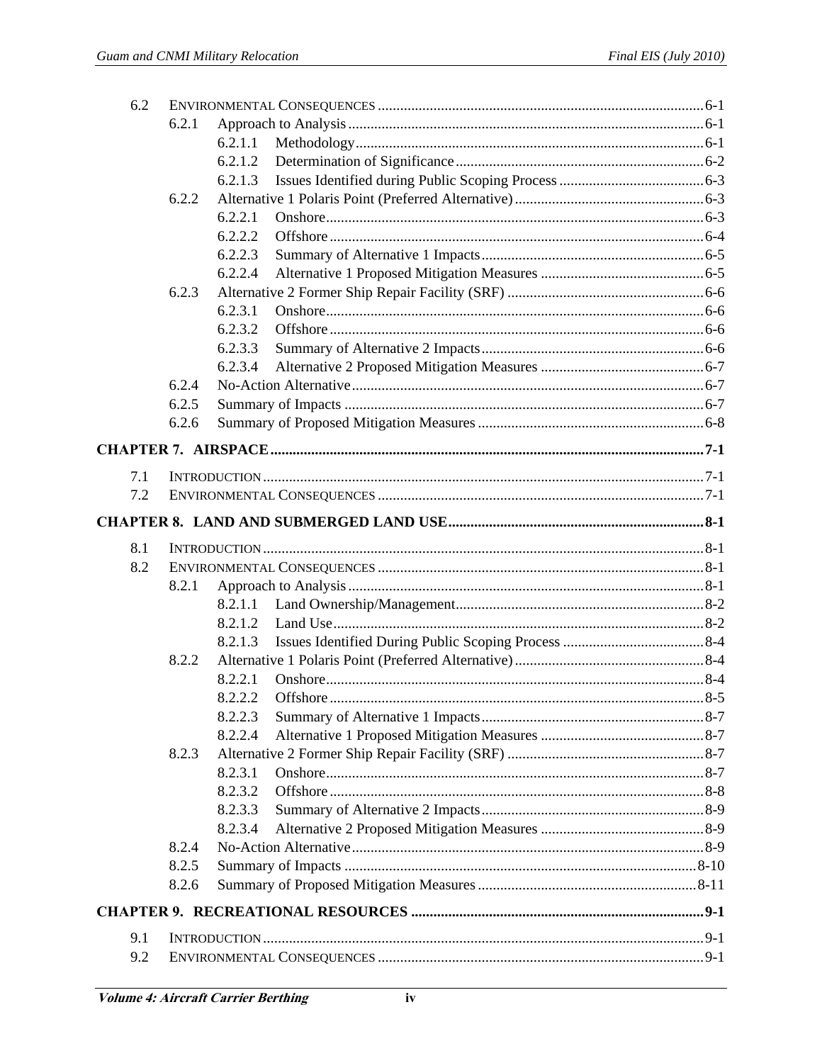6.2 ENVIRONMENTAL CONSEQUENCES ......................................................................................6-1

- 6.2.1 Approach to Analysis ..............................................................................................6-1
  - 6.2.1.1 Methodology ...........................................................................................6-1
  - 6.2.1.2 Determination of Significance ..................................................................6-2
  - 6.2.1.3 Issues Identified during Public Scoping Process .......................................6-3
- 6.2.2 Alternative 1 Polaris Point (Preferred Alternative) ..................................................6-3
  - 6.2.2.1 Onshore ....................................................................................................6-3
  - 6.2.2.2 Offshore ...................................................................................................6-4
  - 6.2.2.3 Summary of Alternative 1 Impacts ...........................................................6-5
  - 6.2.2.4 Alternative 1 Proposed Mitigation Measures ...........................................6-5
- 6.2.3 Alternative 2 Former Ship Repair Facility (SRF) ....................................................6-6
  - 6.2.3.1 Onshore ....................................................................................................6-6
  - 6.2.3.2 Offshore ...................................................................................................6-6
  - 6.2.3.3 Summary of Alternative 2 Impacts ...........................................................6-6
  - 6.2.3.4 Alternative 2 Proposed Mitigation Measures ...........................................6-7
- 6.2.4 No-Action Alternative .............................................................................................6-7
- 6.2.5 Summary of Impacts ...............................................................................................6-7
- 6.2.6 Summary of Proposed Mitigation Measures ............................................................6-8

**CHAPTER 7. AIRSPACE ....................................................................................................................7-1**

7.1 INTRODUCTION ......................................................................................................................7-1

7.2 ENVIRONMENTAL CONSEQUENCES ......................................................................................7-1

**CHAPTER 8. LAND AND SUBMERGED LAND USE .....................................................................8-1**

8.1 INTRODUCTION ......................................................................................................................8-1

8.2 ENVIRONMENTAL CONSEQUENCES ......................................................................................8-1

- 8.2.1 Approach to Analysis ..............................................................................................8-1
  - 8.2.1.1 Land Ownership/Management ..................................................................8-2
  - 8.2.1.2 Land Use ..................................................................................................8-2
  - 8.2.1.3 Issues Identified During Public Scoping Process ......................................8-4
- 8.2.2 Alternative 1 Polaris Point (Preferred Alternative) ..................................................8-4
  - 8.2.2.1 Onshore ....................................................................................................8-4
  - 8.2.2.2 Offshore ...................................................................................................8-5
  - 8.2.2.3 Summary of Alternative 1 Impacts ...........................................................8-7
  - 8.2.2.4 Alternative 1 Proposed Mitigation Measures ...........................................8-7
- 8.2.3 Alternative 2 Former Ship Repair Facility (SRF) ....................................................8-7
  - 8.2.3.1 Onshore ....................................................................................................8-7
  - 8.2.3.2 Offshore ...................................................................................................8-8
  - 8.2.3.3 Summary of Alternative 2 Impacts ...........................................................8-9
  - 8.2.3.4 Alternative 2 Proposed Mitigation Measures ...........................................8-9
- 8.2.4 No-Action Alternative .............................................................................................8-9
- 8.2.5 Summary of Impacts .............................................................................................8-10
- 8.2.6 Summary of Proposed Mitigation Measures ..........................................................8-11

**CHAPTER 9. RECREATIONAL RESOURCES ..............................................................................9-1**

9.1 INTRODUCTION ......................................................................................................................9-1

9.2 ENVIRONMENTAL CONSEQUENCES ......................................................................................9-1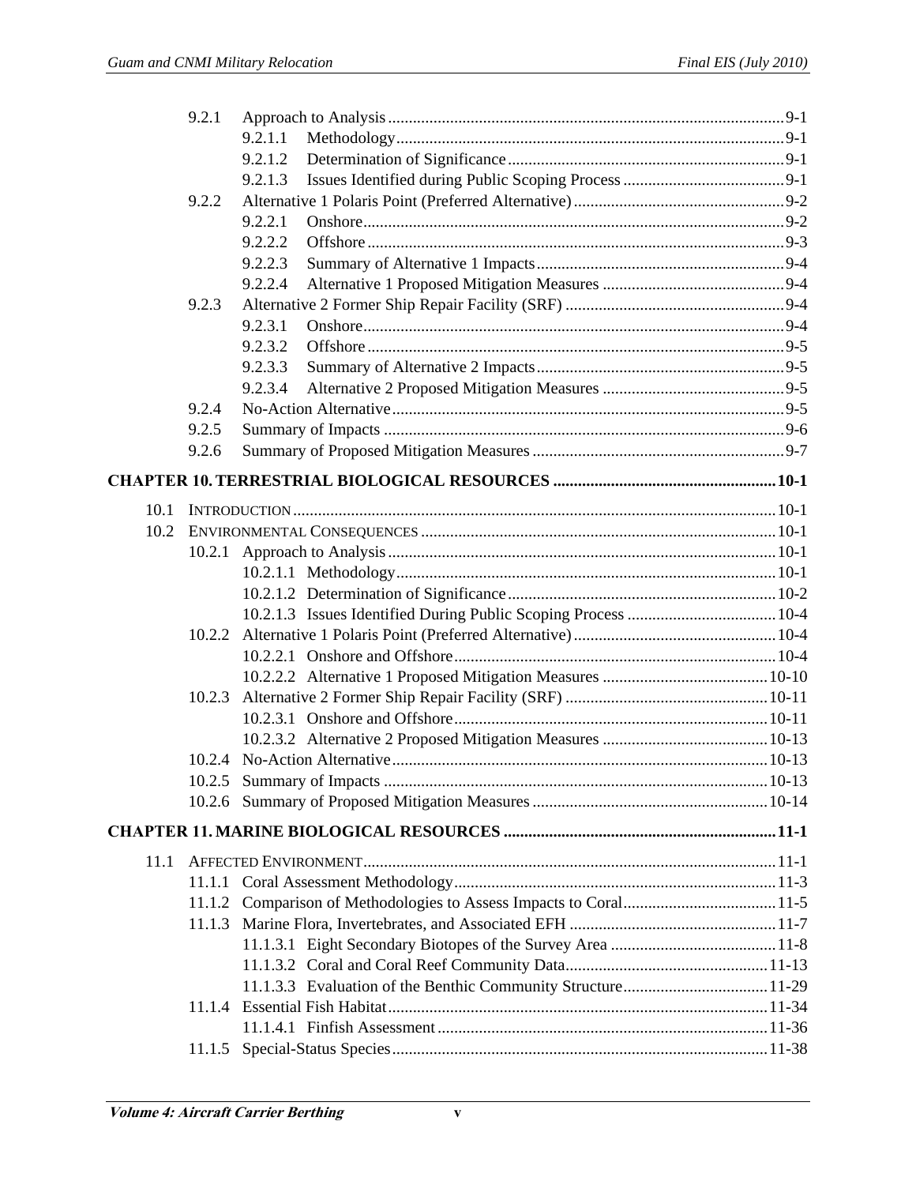- 9.2.1 Approach to Analysis ... 9-1
  - 9.2.1.1 Methodology ... 9-1
  - 9.2.1.2 Determination of Significance ... 9-1
  - 9.2.1.3 Issues Identified during Public Scoping Process ... 9-1
- 9.2.2 Alternative 1 Polaris Point (Preferred Alternative) ... 9-2
  - 9.2.2.1 Onshore ... 9-2
  - 9.2.2.2 Offshore ... 9-3
  - 9.2.2.3 Summary of Alternative 1 Impacts ... 9-4
  - 9.2.2.4 Alternative 1 Proposed Mitigation Measures ... 9-4
- 9.2.3 Alternative 2 Former Ship Repair Facility (SRF) ... 9-4
  - 9.2.3.1 Onshore ... 9-4
  - 9.2.3.2 Offshore ... 9-5
  - 9.2.3.3 Summary of Alternative 2 Impacts ... 9-5
  - 9.2.3.4 Alternative 2 Proposed Mitigation Measures ... 9-5
- 9.2.4 No-Action Alternative ... 9-5
- 9.2.5 Summary of Impacts ... 9-6
- 9.2.6 Summary of Proposed Mitigation Measures ... 9-7

**CHAPTER 10. TERRESTRIAL BIOLOGICAL RESOURCES ... 10-1**

- 10.1 INTRODUCTION ... 10-1
- 10.2 ENVIRONMENTAL CONSEQUENCES ... 10-1
  - 10.2.1 Approach to Analysis ... 10-1
    - 10.2.1.1 Methodology ... 10-1
    - 10.2.1.2 Determination of Significance ... 10-2
    - 10.2.1.3 Issues Identified During Public Scoping Process ... 10-4
  - 10.2.2 Alternative 1 Polaris Point (Preferred Alternative) ... 10-4
    - 10.2.2.1 Onshore and Offshore ... 10-4
    - 10.2.2.2 Alternative 1 Proposed Mitigation Measures ... 10-10
  - 10.2.3 Alternative 2 Former Ship Repair Facility (SRF) ... 10-11
    - 10.2.3.1 Onshore and Offshore ... 10-11
    - 10.2.3.2 Alternative 2 Proposed Mitigation Measures ... 10-13
  - 10.2.4 No-Action Alternative ... 10-13
  - 10.2.5 Summary of Impacts ... 10-13
  - 10.2.6 Summary of Proposed Mitigation Measures ... 10-14

**CHAPTER 11. MARINE BIOLOGICAL RESOURCES ... 11-1**

- 11.1 AFFECTED ENVIRONMENT ... 11-1
  - 11.1.1 Coral Assessment Methodology ... 11-3
  - 11.1.2 Comparison of Methodologies to Assess Impacts to Coral ... 11-5
  - 11.1.3 Marine Flora, Invertebrates, and Associated EFH ... 11-7
    - 11.1.3.1 Eight Secondary Biotopes of the Survey Area ... 11-8
    - 11.1.3.2 Coral and Coral Reef Community Data ... 11-13
    - 11.1.3.3 Evaluation of the Benthic Community Structure ... 11-29
  - 11.1.4 Essential Fish Habitat ... 11-34
    - 11.1.4.1 Finfish Assessment ... 11-36
  - 11.1.5 Special-Status Species ... 11-38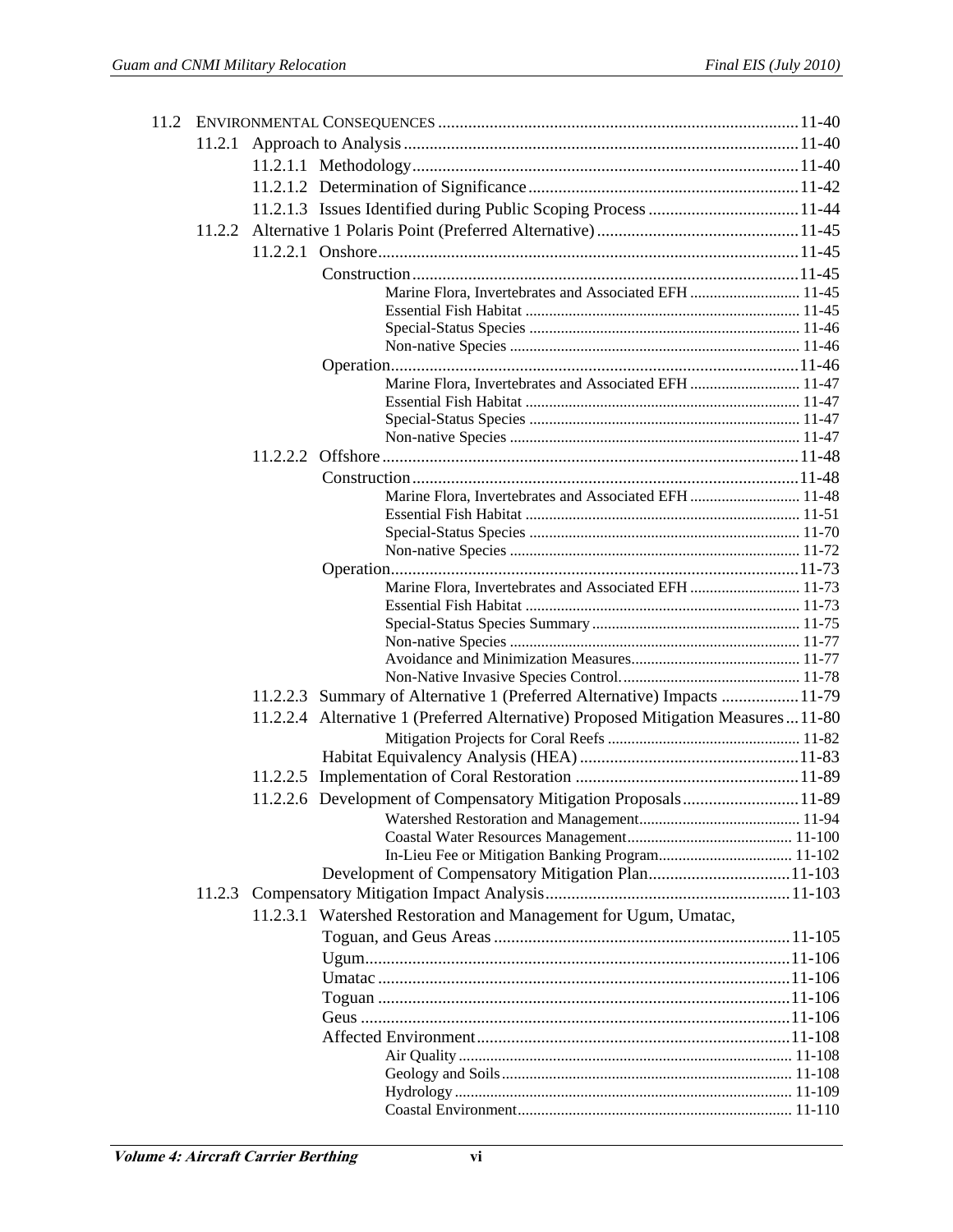| | | |
|---|---|---|
| 11.2 | ENVIRONMENTAL CONSEQUENCES | 11-40 |
| 11.2.1 | Approach to Analysis | 11-40 |
| 11.2.1.1 | Methodology | 11-40 |
| 11.2.1.2 | Determination of Significance | 11-42 |
| 11.2.1.3 | Issues Identified during Public Scoping Process | 11-44 |
| 11.2.2 | Alternative 1 Polaris Point (Preferred Alternative) | 11-45 |
| 11.2.2.1 | Onshore | 11-45 |
| | Construction | 11-45 |
| | Marine Flora, Invertebrates and Associated EFH | 11-45 |
| | Essential Fish Habitat | 11-45 |
| | Special-Status Species | 11-46 |
| | Non-native Species | 11-46 |
| | Operation | 11-46 |
| | Marine Flora, Invertebrates and Associated EFH | 11-47 |
| | Essential Fish Habitat | 11-47 |
| | Special-Status Species | 11-47 |
| | Non-native Species | 11-47 |
| 11.2.2.2 | Offshore | 11-48 |
| | Construction | 11-48 |
| | Marine Flora, Invertebrates and Associated EFH | 11-48 |
| | Essential Fish Habitat | 11-51 |
| | Special-Status Species | 11-70 |
| | Non-native Species | 11-72 |
| | Operation | 11-73 |
| | Marine Flora, Invertebrates and Associated EFH | 11-73 |
| | Essential Fish Habitat | 11-73 |
| | Special-Status Species Summary | 11-75 |
| | Non-native Species | 11-77 |
| | Avoidance and Minimization Measures | 11-77 |
| | Non-Native Invasive Species Control. | 11-78 |
| 11.2.2.3 | Summary of Alternative 1 (Preferred Alternative) Impacts | 11-79 |
| 11.2.2.4 | Alternative 1 (Preferred Alternative) Proposed Mitigation Measures | 11-80 |
| | Mitigation Projects for Coral Reefs | 11-82 |
| | Habitat Equivalency Analysis (HEA) | 11-83 |
| 11.2.2.5 | Implementation of Coral Restoration | 11-89 |
| 11.2.2.6 | Development of Compensatory Mitigation Proposals | 11-89 |
| | Watershed Restoration and Management | 11-94 |
| | Coastal Water Resources Management | 11-100 |
| | In-Lieu Fee or Mitigation Banking Program | 11-102 |
| | Development of Compensatory Mitigation Plan | 11-103 |
| 11.2.3 | Compensatory Mitigation Impact Analysis | 11-103 |
| 11.2.3.1 | Watershed Restoration and Management for Ugum, Umatac, Toguan, and Geus Areas | 11-105 |
| | Ugum | 11-106 |
| | Umatac | 11-106 |
| | Toguan | 11-106 |
| | Geus | 11-106 |
| | Affected Environment | 11-108 |
| | Air Quality | 11-108 |
| | Geology and Soils | 11-108 |
| | Hydrology | 11-109 |
| | Coastal Environment | 11-110 |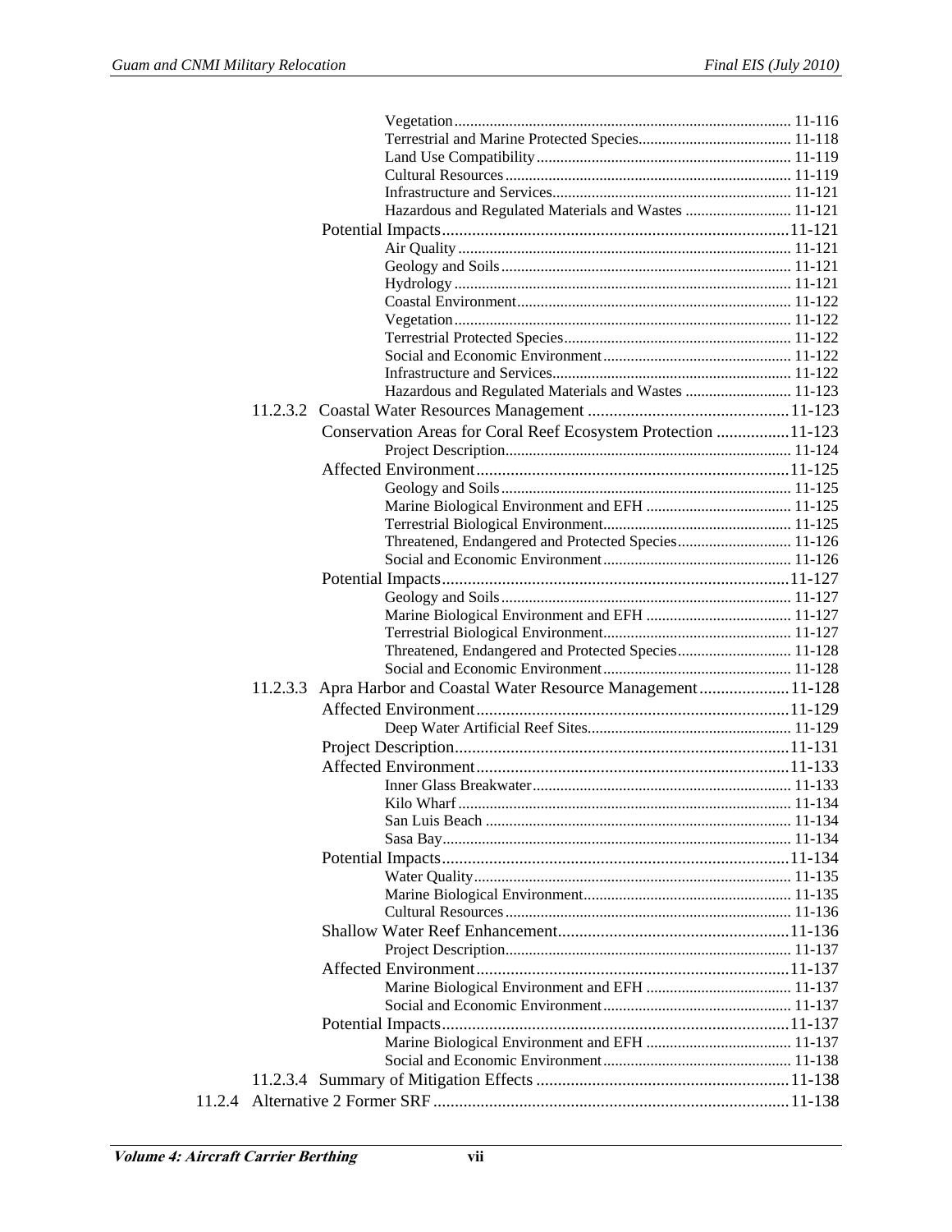Vegetation ........ 11-116
Terrestrial and Marine Protected Species ........ 11-118
Land Use Compatibility ........ 11-119
Cultural Resources ........ 11-119
Infrastructure and Services ........ 11-121
Hazardous and Regulated Materials and Wastes ........ 11-121

Potential Impacts ........ 11-121
Air Quality ........ 11-121
Geology and Soils ........ 11-121
Hydrology ........ 11-121
Coastal Environment ........ 11-122
Vegetation ........ 11-122
Terrestrial Protected Species ........ 11-122
Social and Economic Environment ........ 11-122
Infrastructure and Services ........ 11-122
Hazardous and Regulated Materials and Wastes ........ 11-123

11.2.3.2 Coastal Water Resources Management ........ 11-123

Conservation Areas for Coral Reef Ecosystem Protection ........ 11-123
Project Description ........ 11-124

Affected Environment ........ 11-125
Geology and Soils ........ 11-125
Marine Biological Environment and EFH ........ 11-125
Terrestrial Biological Environment ........ 11-125
Threatened, Endangered and Protected Species ........ 11-126
Social and Economic Environment ........ 11-126

Potential Impacts ........ 11-127
Geology and Soils ........ 11-127
Marine Biological Environment and EFH ........ 11-127
Terrestrial Biological Environment ........ 11-127
Threatened, Endangered and Protected Species ........ 11-128
Social and Economic Environment ........ 11-128

11.2.3.3 Apra Harbor and Coastal Water Resource Management ........ 11-128

Affected Environment ........ 11-129
Deep Water Artificial Reef Sites ........ 11-129

Project Description ........ 11-131

Affected Environment ........ 11-133
Inner Glass Breakwater ........ 11-133
Kilo Wharf ........ 11-134
San Luis Beach ........ 11-134
Sasa Bay ........ 11-134

Potential Impacts ........ 11-134
Water Quality ........ 11-135
Marine Biological Environment ........ 11-135
Cultural Resources ........ 11-136

Shallow Water Reef Enhancement ........ 11-136
Project Description ........ 11-137

Affected Environment ........ 11-137
Marine Biological Environment and EFH ........ 11-137
Social and Economic Environment ........ 11-137

Potential Impacts ........ 11-137
Marine Biological Environment and EFH ........ 11-137
Social and Economic Environment ........ 11-138

11.2.3.4 Summary of Mitigation Effects ........ 11-138

11.2.4 Alternative 2 Former SRF ........ 11-138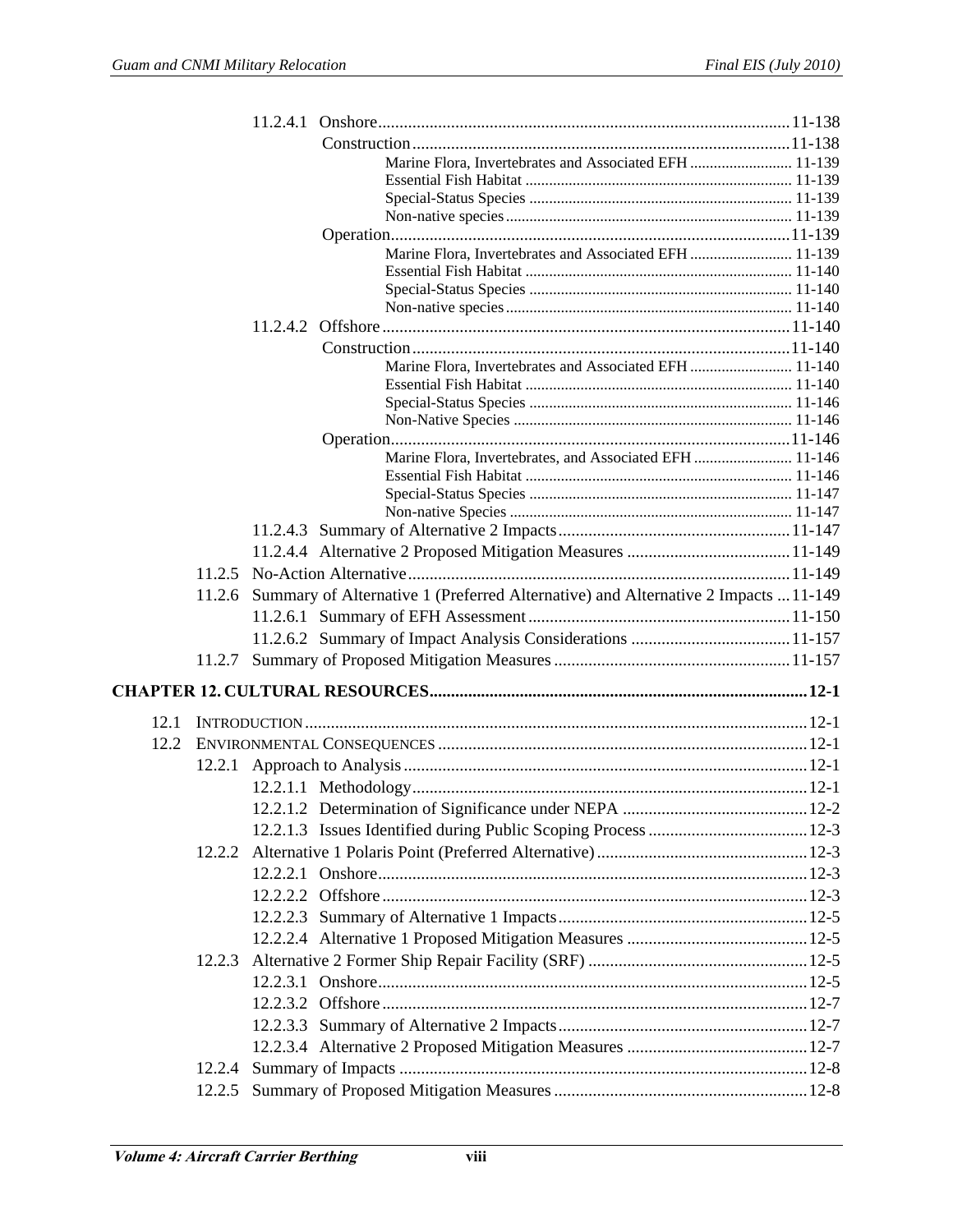- 11.2.4.1 Onshore ........ 11-138
  - Construction ........ 11-138
    - Marine Flora, Invertebrates and Associated EFH ........ 11-139
    - Essential Fish Habitat ........ 11-139
    - Special-Status Species ........ 11-139
    - Non-native species ........ 11-139
  - Operation ........ 11-139
    - Marine Flora, Invertebrates and Associated EFH ........ 11-139
    - Essential Fish Habitat ........ 11-140
    - Special-Status Species ........ 11-140
    - Non-native species ........ 11-140
- 11.2.4.2 Offshore ........ 11-140
  - Construction ........ 11-140
    - Marine Flora, Invertebrates and Associated EFH ........ 11-140
    - Essential Fish Habitat ........ 11-140
    - Special-Status Species ........ 11-146
    - Non-Native Species ........ 11-146
  - Operation ........ 11-146
    - Marine Flora, Invertebrates, and Associated EFH ........ 11-146
    - Essential Fish Habitat ........ 11-146
    - Special-Status Species ........ 11-147
    - Non-native Species ........ 11-147
- 11.2.4.3 Summary of Alternative 2 Impacts ........ 11-147
- 11.2.4.4 Alternative 2 Proposed Mitigation Measures ........ 11-149
- 11.2.5 No-Action Alternative ........ 11-149
- 11.2.6 Summary of Alternative 1 (Preferred Alternative) and Alternative 2 Impacts ........ 11-149
  - 11.2.6.1 Summary of EFH Assessment ........ 11-150
  - 11.2.6.2 Summary of Impact Analysis Considerations ........ 11-157
- 11.2.7 Summary of Proposed Mitigation Measures ........ 11-157

**CHAPTER 12. CULTURAL RESOURCES ........ 12-1**

- 12.1 INTRODUCTION ........ 12-1
- 12.2 ENVIRONMENTAL CONSEQUENCES ........ 12-1
  - 12.2.1 Approach to Analysis ........ 12-1
    - 12.2.1.1 Methodology ........ 12-1
    - 12.2.1.2 Determination of Significance under NEPA ........ 12-2
    - 12.2.1.3 Issues Identified during Public Scoping Process ........ 12-3
  - 12.2.2 Alternative 1 Polaris Point (Preferred Alternative) ........ 12-3
    - 12.2.2.1 Onshore ........ 12-3
    - 12.2.2.2 Offshore ........ 12-3
    - 12.2.2.3 Summary of Alternative 1 Impacts ........ 12-5
    - 12.2.2.4 Alternative 1 Proposed Mitigation Measures ........ 12-5
  - 12.2.3 Alternative 2 Former Ship Repair Facility (SRF) ........ 12-5
    - 12.2.3.1 Onshore ........ 12-5
    - 12.2.3.2 Offshore ........ 12-7
    - 12.2.3.3 Summary of Alternative 2 Impacts ........ 12-7
    - 12.2.3.4 Alternative 2 Proposed Mitigation Measures ........ 12-7
  - 12.2.4 Summary of Impacts ........ 12-8
  - 12.2.5 Summary of Proposed Mitigation Measures ........ 12-8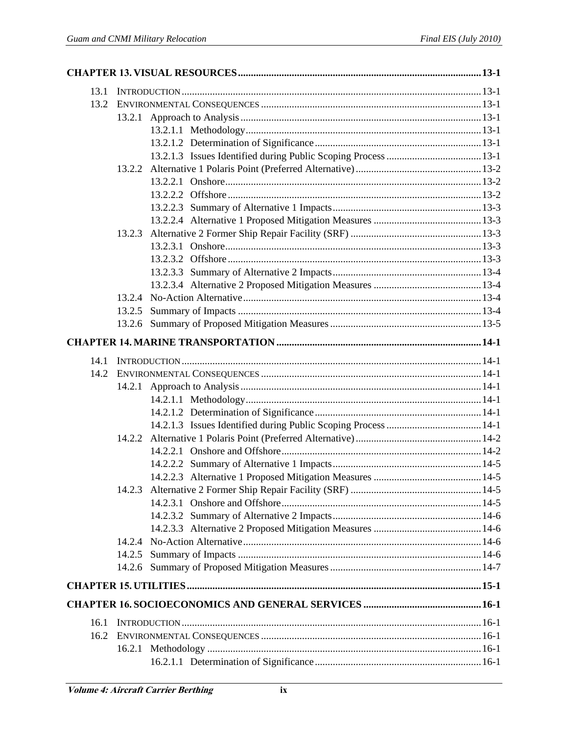**CHAPTER 13. VISUAL RESOURCES** .......... 13-1

- 13.1 INTRODUCTION .......... 13-1
- 13.2 ENVIRONMENTAL CONSEQUENCES .......... 13-1
  - 13.2.1 Approach to Analysis .......... 13-1
    - 13.2.1.1 Methodology .......... 13-1
    - 13.2.1.2 Determination of Significance .......... 13-1
    - 13.2.1.3 Issues Identified during Public Scoping Process .......... 13-1
  - 13.2.2 Alternative 1 Polaris Point (Preferred Alternative) .......... 13-2
    - 13.2.2.1 Onshore .......... 13-2
    - 13.2.2.2 Offshore .......... 13-2
    - 13.2.2.3 Summary of Alternative 1 Impacts .......... 13-3
    - 13.2.2.4 Alternative 1 Proposed Mitigation Measures .......... 13-3
  - 13.2.3 Alternative 2 Former Ship Repair Facility (SRF) .......... 13-3
    - 13.2.3.1 Onshore .......... 13-3
    - 13.2.3.2 Offshore .......... 13-3
    - 13.2.3.3 Summary of Alternative 2 Impacts .......... 13-4
    - 13.2.3.4 Alternative 2 Proposed Mitigation Measures .......... 13-4
  - 13.2.4 No-Action Alternative .......... 13-4
  - 13.2.5 Summary of Impacts .......... 13-4
  - 13.2.6 Summary of Proposed Mitigation Measures .......... 13-5

**CHAPTER 14. MARINE TRANSPORTATION** .......... 14-1

- 14.1 INTRODUCTION .......... 14-1
- 14.2 ENVIRONMENTAL CONSEQUENCES .......... 14-1
  - 14.2.1 Approach to Analysis .......... 14-1
    - 14.2.1.1 Methodology .......... 14-1
    - 14.2.1.2 Determination of Significance .......... 14-1
    - 14.2.1.3 Issues Identified during Public Scoping Process .......... 14-1
  - 14.2.2 Alternative 1 Polaris Point (Preferred Alternative) .......... 14-2
    - 14.2.2.1 Onshore and Offshore .......... 14-2
    - 14.2.2.2 Summary of Alternative 1 Impacts .......... 14-5
    - 14.2.2.3 Alternative 1 Proposed Mitigation Measures .......... 14-5
  - 14.2.3 Alternative 2 Former Ship Repair Facility (SRF) .......... 14-5
    - 14.2.3.1 Onshore and Offshore .......... 14-5
    - 14.2.3.2 Summary of Alternative 2 Impacts .......... 14-6
    - 14.2.3.3 Alternative 2 Proposed Mitigation Measures .......... 14-6
  - 14.2.4 No-Action Alternative .......... 14-6
  - 14.2.5 Summary of Impacts .......... 14-6
  - 14.2.6 Summary of Proposed Mitigation Measures .......... 14-7

**CHAPTER 15. UTILITIES** .......... 15-1

**CHAPTER 16. SOCIOECONOMICS AND GENERAL SERVICES** .......... 16-1

- 16.1 INTRODUCTION .......... 16-1
- 16.2 ENVIRONMENTAL CONSEQUENCES .......... 16-1
  - 16.2.1 Methodology .......... 16-1
    - 16.2.1.1 Determination of Significance .......... 16-1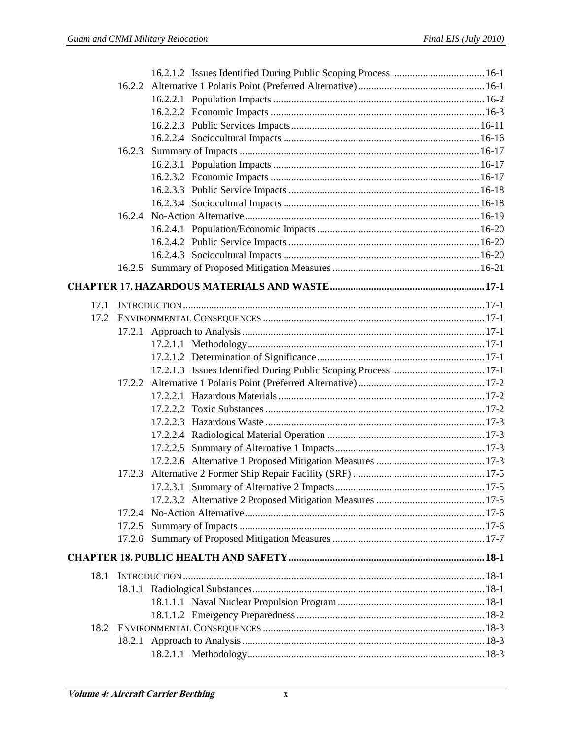16.2.1.2 Issues Identified During Public Scoping Process .... 16-1
16.2.2 Alternative 1 Polaris Point (Preferred Alternative) .... 16-1
16.2.2.1 Population Impacts .... 16-2
16.2.2.2 Economic Impacts .... 16-3
16.2.2.3 Public Services Impacts .... 16-11
16.2.2.4 Sociocultural Impacts .... 16-16
16.2.3 Summary of Impacts .... 16-17
16.2.3.1 Population Impacts .... 16-17
16.2.3.2 Economic Impacts .... 16-17
16.2.3.3 Public Service Impacts .... 16-18
16.2.3.4 Sociocultural Impacts .... 16-18
16.2.4 No-Action Alternative .... 16-19
16.2.4.1 Population/Economic Impacts .... 16-20
16.2.4.2 Public Service Impacts .... 16-20
16.2.4.3 Sociocultural Impacts .... 16-20
16.2.5 Summary of Proposed Mitigation Measures .... 16-21

**CHAPTER 17. HAZARDOUS MATERIALS AND WASTE .... 17-1**

17.1 INTRODUCTION .... 17-1
17.2 ENVIRONMENTAL CONSEQUENCES .... 17-1
17.2.1 Approach to Analysis .... 17-1
17.2.1.1 Methodology .... 17-1
17.2.1.2 Determination of Significance .... 17-1
17.2.1.3 Issues Identified During Public Scoping Process .... 17-1
17.2.2 Alternative 1 Polaris Point (Preferred Alternative) .... 17-2
17.2.2.1 Hazardous Materials .... 17-2
17.2.2.2 Toxic Substances .... 17-2
17.2.2.3 Hazardous Waste .... 17-3
17.2.2.4 Radiological Material Operation .... 17-3
17.2.2.5 Summary of Alternative 1 Impacts .... 17-3
17.2.2.6 Alternative 1 Proposed Mitigation Measures .... 17-3
17.2.3 Alternative 2 Former Ship Repair Facility (SRF) .... 17-5
17.2.3.1 Summary of Alternative 2 Impacts .... 17-5
17.2.3.2 Alternative 2 Proposed Mitigation Measures .... 17-5
17.2.4 No-Action Alternative .... 17-6
17.2.5 Summary of Impacts .... 17-6
17.2.6 Summary of Proposed Mitigation Measures .... 17-7

**CHAPTER 18. PUBLIC HEALTH AND SAFETY .... 18-1**

18.1 INTRODUCTION .... 18-1
18.1.1 Radiological Substances .... 18-1
18.1.1.1 Naval Nuclear Propulsion Program .... 18-1
18.1.1.2 Emergency Preparedness .... 18-2
18.2 ENVIRONMENTAL CONSEQUENCES .... 18-3
18.2.1 Approach to Analysis .... 18-3
18.2.1.1 Methodology .... 18-3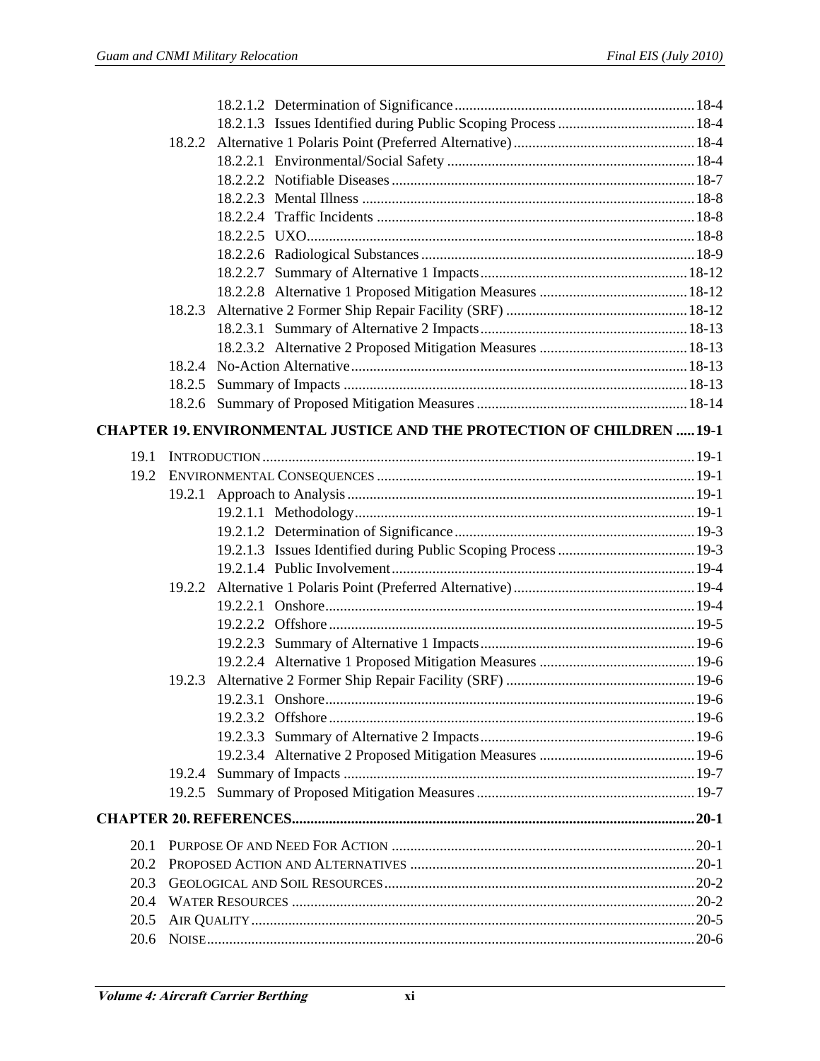18.2.1.2 Determination of Significance ... 18-4
18.2.1.3 Issues Identified during Public Scoping Process ... 18-4
18.2.2 Alternative 1 Polaris Point (Preferred Alternative) ... 18-4
18.2.2.1 Environmental/Social Safety ... 18-4
18.2.2.2 Notifiable Diseases ... 18-7
18.2.2.3 Mental Illness ... 18-8
18.2.2.4 Traffic Incidents ... 18-8
18.2.2.5 UXO ... 18-8
18.2.2.6 Radiological Substances ... 18-9
18.2.2.7 Summary of Alternative 1 Impacts ... 18-12
18.2.2.8 Alternative 1 Proposed Mitigation Measures ... 18-12
18.2.3 Alternative 2 Former Ship Repair Facility (SRF) ... 18-12
18.2.3.1 Summary of Alternative 2 Impacts ... 18-13
18.2.3.2 Alternative 2 Proposed Mitigation Measures ... 18-13
18.2.4 No-Action Alternative ... 18-13
18.2.5 Summary of Impacts ... 18-13
18.2.6 Summary of Proposed Mitigation Measures ... 18-14

**CHAPTER 19. ENVIRONMENTAL JUSTICE AND THE PROTECTION OF CHILDREN ... 19-1**

19.1 INTRODUCTION ... 19-1
19.2 ENVIRONMENTAL CONSEQUENCES ... 19-1
19.2.1 Approach to Analysis ... 19-1
19.2.1.1 Methodology ... 19-1
19.2.1.2 Determination of Significance ... 19-3
19.2.1.3 Issues Identified during Public Scoping Process ... 19-3
19.2.1.4 Public Involvement ... 19-4
19.2.2 Alternative 1 Polaris Point (Preferred Alternative) ... 19-4
19.2.2.1 Onshore ... 19-4
19.2.2.2 Offshore ... 19-5
19.2.2.3 Summary of Alternative 1 Impacts ... 19-6
19.2.2.4 Alternative 1 Proposed Mitigation Measures ... 19-6
19.2.3 Alternative 2 Former Ship Repair Facility (SRF) ... 19-6
19.2.3.1 Onshore ... 19-6
19.2.3.2 Offshore ... 19-6
19.2.3.3 Summary of Alternative 2 Impacts ... 19-6
19.2.3.4 Alternative 2 Proposed Mitigation Measures ... 19-6
19.2.4 Summary of Impacts ... 19-7
19.2.5 Summary of Proposed Mitigation Measures ... 19-7

**CHAPTER 20. REFERENCES ... 20-1**

20.1 PURPOSE OF AND NEED FOR ACTION ... 20-1
20.2 PROPOSED ACTION AND ALTERNATIVES ... 20-1
20.3 GEOLOGICAL AND SOIL RESOURCES ... 20-2
20.4 WATER RESOURCES ... 20-2
20.5 AIR QUALITY ... 20-5
20.6 NOISE ... 20-6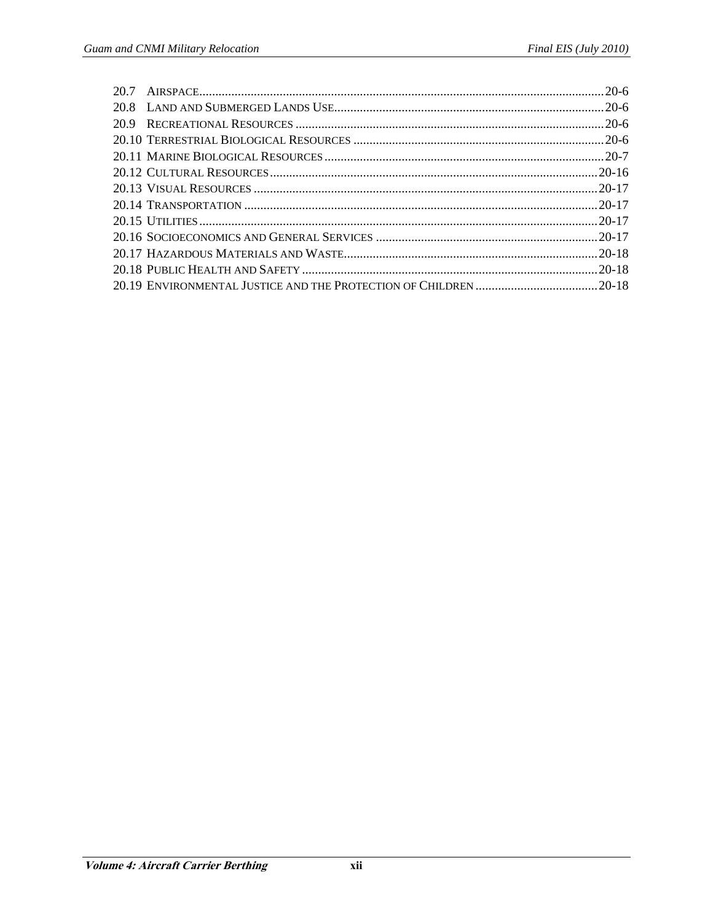20.7 AIRSPACE....................................................................................................................20-6
20.8 LAND AND SUBMERGED LANDS USE.......................................................................20-6
20.9 RECREATIONAL RESOURCES ..................................................................................20-6
20.10 TERRESTRIAL BIOLOGICAL RESOURCES .............................................................20-6
20.11 MARINE BIOLOGICAL RESOURCES ......................................................................20-7
20.12 CULTURAL RESOURCES.......................................................................................20-16
20.13 VISUAL RESOURCES ............................................................................................20-17
20.14 TRANSPORTATION ...............................................................................................20-17
20.15 UTILITIES.............................................................................................................20-17
20.16 SOCIOECONOMICS AND GENERAL SERVICES .....................................................20-17
20.17 HAZARDOUS MATERIALS AND WASTE.................................................................20-18
20.18 PUBLIC HEALTH AND SAFETY .............................................................................20-18
20.19 ENVIRONMENTAL JUSTICE AND THE PROTECTION OF CHILDREN .......................20-18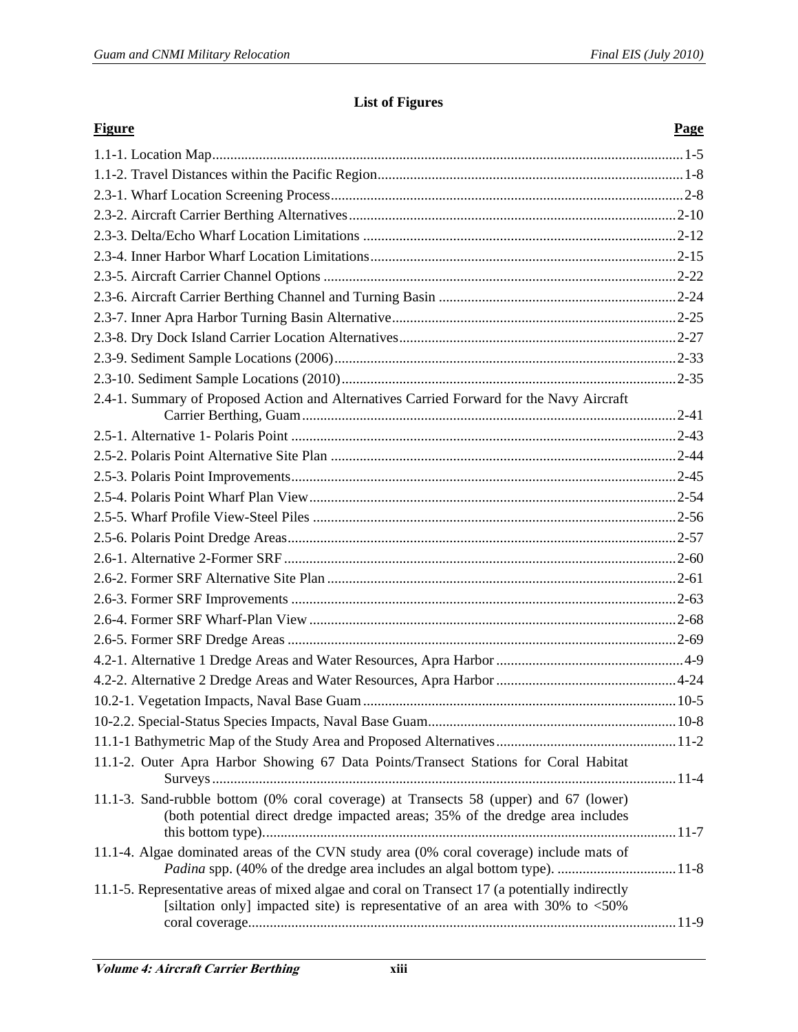## List of Figures

| Figure | Page |
|---|---|
| 1.1-1. Location Map | 1-5 |
| 1.1-2. Travel Distances within the Pacific Region | 1-8 |
| 2.3-1. Wharf Location Screening Process | 2-8 |
| 2.3-2. Aircraft Carrier Berthing Alternatives | 2-10 |
| 2.3-3. Delta/Echo Wharf Location Limitations | 2-12 |
| 2.3-4. Inner Harbor Wharf Location Limitations | 2-15 |
| 2.3-5. Aircraft Carrier Channel Options | 2-22 |
| 2.3-6. Aircraft Carrier Berthing Channel and Turning Basin | 2-24 |
| 2.3-7. Inner Apra Harbor Turning Basin Alternative | 2-25 |
| 2.3-8. Dry Dock Island Carrier Location Alternatives | 2-27 |
| 2.3-9. Sediment Sample Locations (2006) | 2-33 |
| 2.3-10. Sediment Sample Locations (2010) | 2-35 |
| 2.4-1. Summary of Proposed Action and Alternatives Carried Forward for the Navy Aircraft Carrier Berthing, Guam | 2-41 |
| 2.5-1. Alternative 1- Polaris Point | 2-43 |
| 2.5-2. Polaris Point Alternative Site Plan | 2-44 |
| 2.5-3. Polaris Point Improvements | 2-45 |
| 2.5-4. Polaris Point Wharf Plan View | 2-54 |
| 2.5-5. Wharf Profile View-Steel Piles | 2-56 |
| 2.5-6. Polaris Point Dredge Areas | 2-57 |
| 2.6-1. Alternative 2-Former SRF | 2-60 |
| 2.6-2. Former SRF Alternative Site Plan | 2-61 |
| 2.6-3. Former SRF Improvements | 2-63 |
| 2.6-4. Former SRF Wharf-Plan View | 2-68 |
| 2.6-5. Former SRF Dredge Areas | 2-69 |
| 4.2-1. Alternative 1 Dredge Areas and Water Resources, Apra Harbor | 4-9 |
| 4.2-2. Alternative 2 Dredge Areas and Water Resources, Apra Harbor | 4-24 |
| 10.2-1. Vegetation Impacts, Naval Base Guam | 10-5 |
| 10-2.2. Special-Status Species Impacts, Naval Base Guam | 10-8 |
| 11.1-1 Bathymetric Map of the Study Area and Proposed Alternatives | 11-2 |
| 11.1-2. Outer Apra Harbor Showing 67 Data Points/Transect Stations for Coral Habitat Surveys | 11-4 |
| 11.1-3. Sand-rubble bottom (0% coral coverage) at Transects 58 (upper) and 67 (lower) (both potential direct dredge impacted areas; 35% of the dredge area includes this bottom type) | 11-7 |
| 11.1-4. Algae dominated areas of the CVN study area (0% coral coverage) include mats of *Padina* spp. (40% of the dredge area includes an algal bottom type). | 11-8 |
| 11.1-5. Representative areas of mixed algae and coral on Transect 17 (a potentially indirectly [siltation only] impacted site) is representative of an area with 30% to <50% coral coverage | 11-9 |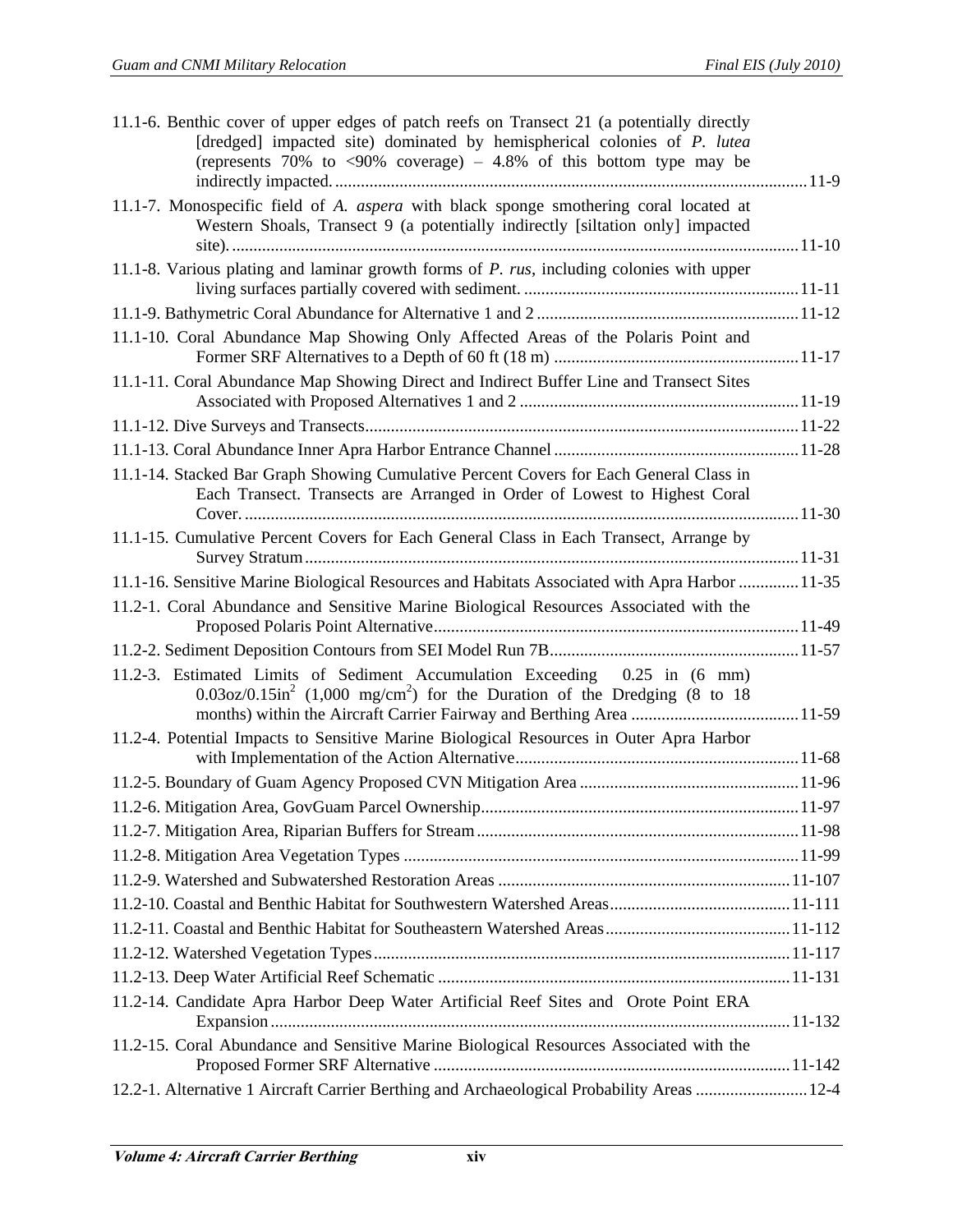11.1-6. Benthic cover of upper edges of patch reefs on Transect 21 (a potentially directly [dredged] impacted site) dominated by hemispherical colonies of *P. lutea* (represents 70% to <90% coverage) – 4.8% of this bottom type may be indirectly impacted. ....... 11-9

11.1-7. Monospecific field of *A. aspera* with black sponge smothering coral located at Western Shoals, Transect 9 (a potentially indirectly [siltation only] impacted site). ....... 11-10

11.1-8. Various plating and laminar growth forms of *P. rus*, including colonies with upper living surfaces partially covered with sediment. ....... 11-11

11.1-9. Bathymetric Coral Abundance for Alternative 1 and 2 ....... 11-12

11.1-10. Coral Abundance Map Showing Only Affected Areas of the Polaris Point and Former SRF Alternatives to a Depth of 60 ft (18 m) ....... 11-17

11.1-11. Coral Abundance Map Showing Direct and Indirect Buffer Line and Transect Sites Associated with Proposed Alternatives 1 and 2 ....... 11-19

11.1-12. Dive Surveys and Transects....... 11-22

11.1-13. Coral Abundance Inner Apra Harbor Entrance Channel ....... 11-28

11.1-14. Stacked Bar Graph Showing Cumulative Percent Covers for Each General Class in Each Transect. Transects are Arranged in Order of Lowest to Highest Coral Cover. ....... 11-30

11.1-15. Cumulative Percent Covers for Each General Class in Each Transect, Arrange by Survey Stratum ....... 11-31

11.1-16. Sensitive Marine Biological Resources and Habitats Associated with Apra Harbor ....... 11-35

11.2-1. Coral Abundance and Sensitive Marine Biological Resources Associated with the Proposed Polaris Point Alternative....... 11-49

11.2-2. Sediment Deposition Contours from SEI Model Run 7B....... 11-57

11.2-3. Estimated Limits of Sediment Accumulation Exceeding 0.25 in (6 mm) 0.03oz/0.15in$^2$ (1,000 mg/cm$^2$) for the Duration of the Dredging (8 to 18 months) within the Aircraft Carrier Fairway and Berthing Area ....... 11-59

11.2-4. Potential Impacts to Sensitive Marine Biological Resources in Outer Apra Harbor with Implementation of the Action Alternative....... 11-68

11.2-5. Boundary of Guam Agency Proposed CVN Mitigation Area ....... 11-96

11.2-6. Mitigation Area, GovGuam Parcel Ownership....... 11-97

11.2-7. Mitigation Area, Riparian Buffers for Stream....... 11-98

11.2-8. Mitigation Area Vegetation Types ....... 11-99

11.2-9. Watershed and Subwatershed Restoration Areas ....... 11-107

11.2-10. Coastal and Benthic Habitat for Southwestern Watershed Areas....... 11-111

11.2-11. Coastal and Benthic Habitat for Southeastern Watershed Areas....... 11-112

11.2-12. Watershed Vegetation Types....... 11-117

11.2-13. Deep Water Artificial Reef Schematic ....... 11-131

11.2-14. Candidate Apra Harbor Deep Water Artificial Reef Sites and Orote Point ERA Expansion....... 11-132

11.2-15. Coral Abundance and Sensitive Marine Biological Resources Associated with the Proposed Former SRF Alternative ....... 11-142

12.2-1. Alternative 1 Aircraft Carrier Berthing and Archaeological Probability Areas ....... 12-4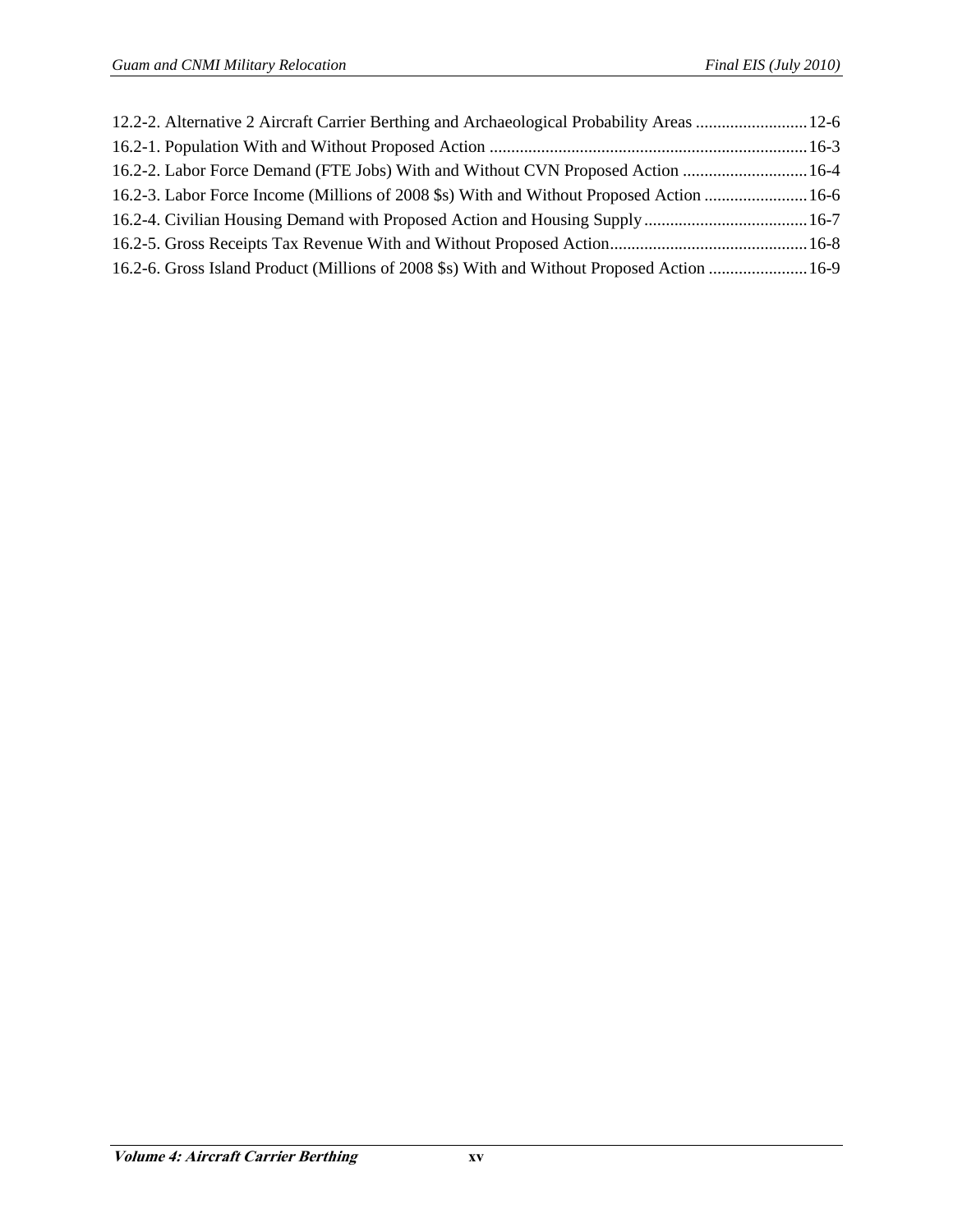12.2-2. Alternative 2 Aircraft Carrier Berthing and Archaeological Probability Areas .......................... 12-6
16.2-1. Population With and Without Proposed Action .......................................................................... 16-3
16.2-2. Labor Force Demand (FTE Jobs) With and Without CVN Proposed Action ............................. 16-4
16.2-3. Labor Force Income (Millions of 2008 $s) With and Without Proposed Action ........................ 16-6
16.2-4. Civilian Housing Demand with Proposed Action and Housing Supply ...................................... 16-7
16.2-5. Gross Receipts Tax Revenue With and Without Proposed Action.............................................. 16-8
16.2-6. Gross Island Product (Millions of 2008 $s) With and Without Proposed Action ....................... 16-9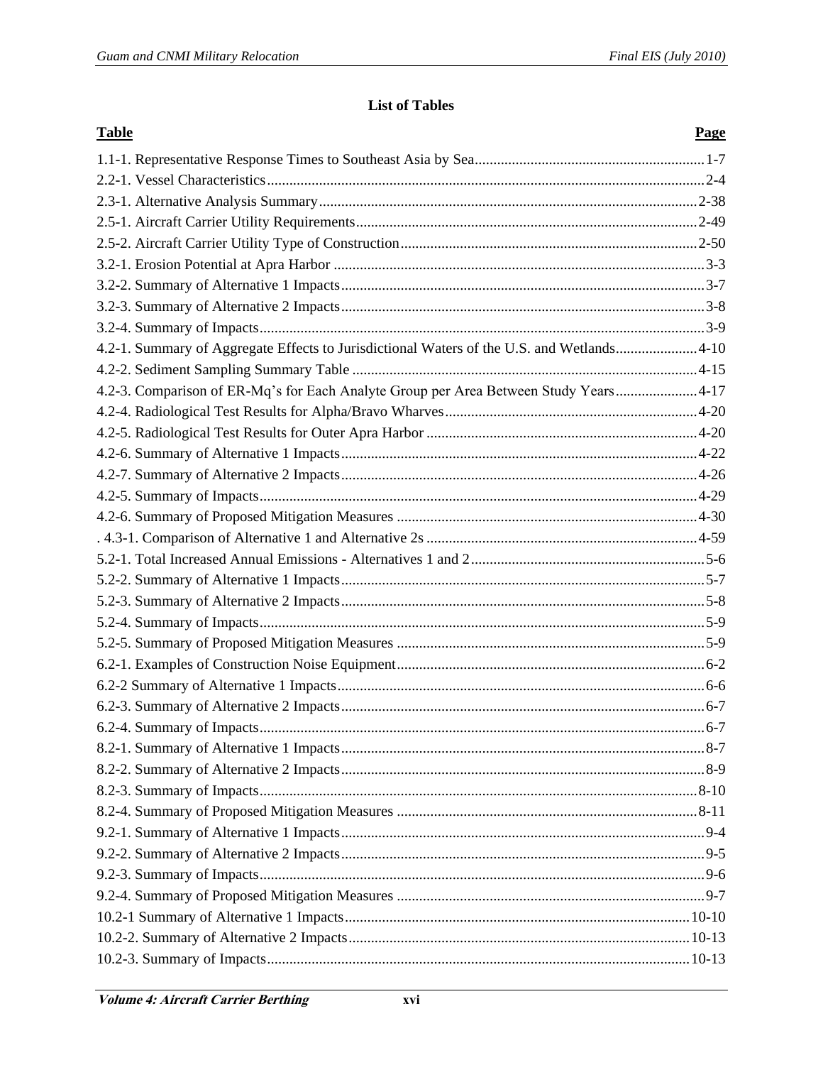**List of Tables**

| Table | Page |
|---|---|
| 1.1-1. Representative Response Times to Southeast Asia by Sea | 1-7 |
| 2.2-1. Vessel Characteristics | 2-4 |
| 2.3-1. Alternative Analysis Summary | 2-38 |
| 2.5-1. Aircraft Carrier Utility Requirements | 2-49 |
| 2.5-2. Aircraft Carrier Utility Type of Construction | 2-50 |
| 3.2-1. Erosion Potential at Apra Harbor | 3-3 |
| 3.2-2. Summary of Alternative 1 Impacts | 3-7 |
| 3.2-3. Summary of Alternative 2 Impacts | 3-8 |
| 3.2-4. Summary of Impacts | 3-9 |
| 4.2-1. Summary of Aggregate Effects to Jurisdictional Waters of the U.S. and Wetlands | 4-10 |
| 4.2-2. Sediment Sampling Summary Table | 4-15 |
| 4.2-3. Comparison of ER-Mq's for Each Analyte Group per Area Between Study Years | 4-17 |
| 4.2-4. Radiological Test Results for Alpha/Bravo Wharves | 4-20 |
| 4.2-5. Radiological Test Results for Outer Apra Harbor | 4-20 |
| 4.2-6. Summary of Alternative 1 Impacts | 4-22 |
| 4.2-7. Summary of Alternative 2 Impacts | 4-26 |
| 4.2-5. Summary of Impacts | 4-29 |
| 4.2-6. Summary of Proposed Mitigation Measures | 4-30 |
| . 4.3-1. Comparison of Alternative 1 and Alternative 2s | 4-59 |
| 5.2-1. Total Increased Annual Emissions - Alternatives 1 and 2 | 5-6 |
| 5.2-2. Summary of Alternative 1 Impacts | 5-7 |
| 5.2-3. Summary of Alternative 2 Impacts | 5-8 |
| 5.2-4. Summary of Impacts | 5-9 |
| 5.2-5. Summary of Proposed Mitigation Measures | 5-9 |
| 6.2-1. Examples of Construction Noise Equipment | 6-2 |
| 6.2-2 Summary of Alternative 1 Impacts | 6-6 |
| 6.2-3. Summary of Alternative 2 Impacts | 6-7 |
| 6.2-4. Summary of Impacts | 6-7 |
| 8.2-1. Summary of Alternative 1 Impacts | 8-7 |
| 8.2-2. Summary of Alternative 2 Impacts | 8-9 |
| 8.2-3. Summary of Impacts | 8-10 |
| 8.2-4. Summary of Proposed Mitigation Measures | 8-11 |
| 9.2-1. Summary of Alternative 1 Impacts | 9-4 |
| 9.2-2. Summary of Alternative 2 Impacts | 9-5 |
| 9.2-3. Summary of Impacts | 9-6 |
| 9.2-4. Summary of Proposed Mitigation Measures | 9-7 |
| 10.2-1 Summary of Alternative 1 Impacts | 10-10 |
| 10.2-2. Summary of Alternative 2 Impacts | 10-13 |
| 10.2-3. Summary of Impacts | 10-13 |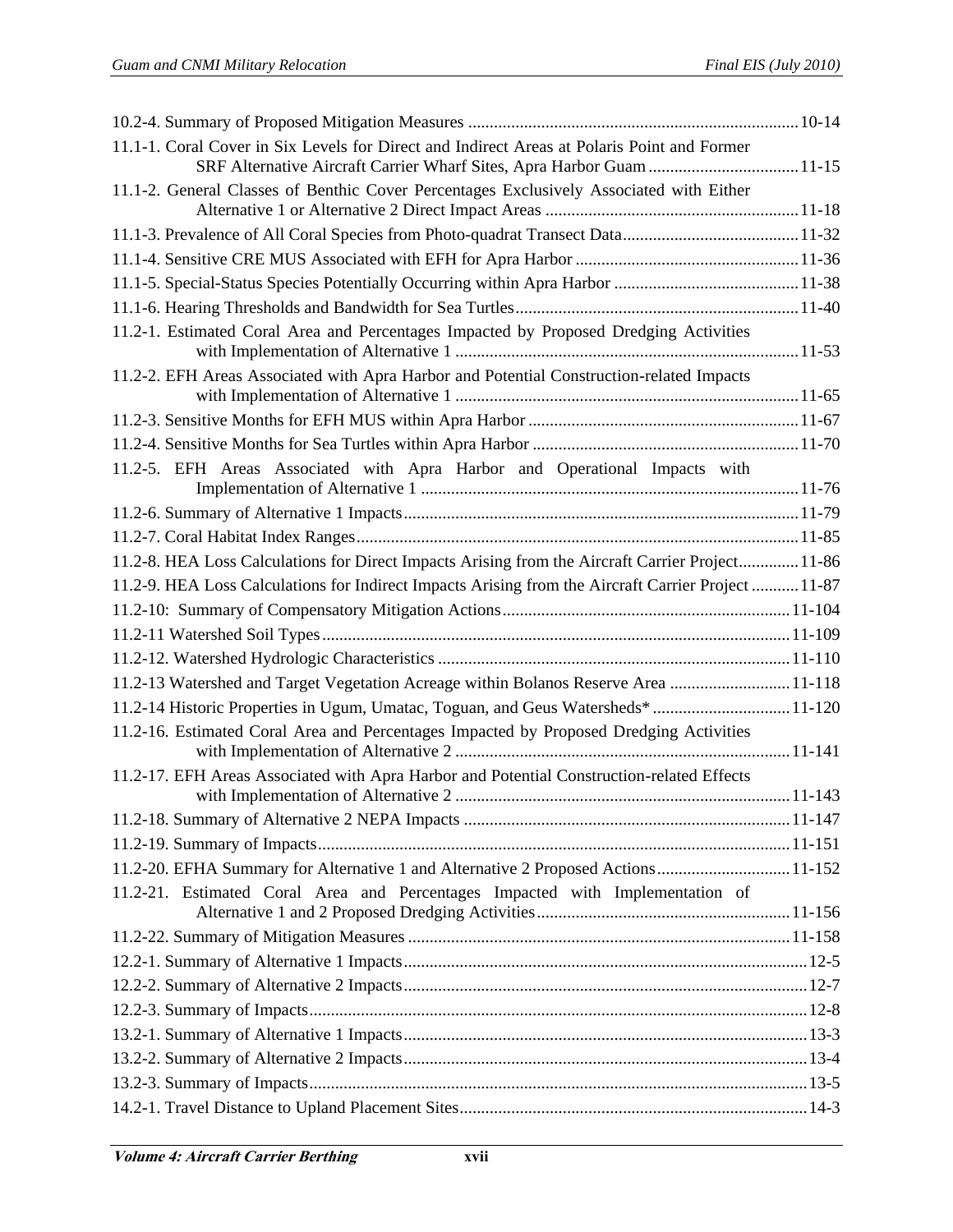10.2-4. Summary of Proposed Mitigation Measures ..........................................................................10-14

11.1-1. Coral Cover in Six Levels for Direct and Indirect Areas at Polaris Point and Former SRF Alternative Aircraft Carrier Wharf Sites, Apra Harbor Guam ..................................11-15

11.1-2. General Classes of Benthic Cover Percentages Exclusively Associated with Either Alternative 1 or Alternative 2 Direct Impact Areas ..........................................................11-18

11.1-3. Prevalence of All Coral Species from Photo-quadrat Transect Data........................................11-32

11.1-4. Sensitive CRE MUS Associated with EFH for Apra Harbor ...................................................11-36

11.1-5. Special-Status Species Potentially Occurring within Apra Harbor ..........................................11-38

11.1-6. Hearing Thresholds and Bandwidth for Sea Turtles.................................................................11-40

11.2-1. Estimated Coral Area and Percentages Impacted by Proposed Dredging Activities with Implementation of Alternative 1 ...............................................................................11-53

11.2-2. EFH Areas Associated with Apra Harbor and Potential Construction-related Impacts with Implementation of Alternative 1 ...............................................................................11-65

11.2-3. Sensitive Months for EFH MUS within Apra Harbor ..............................................................11-67

11.2-4. Sensitive Months for Sea Turtles within Apra Harbor .............................................................11-70

11.2-5. EFH Areas Associated with Apra Harbor and Operational Impacts with Implementation of Alternative 1 .......................................................................................11-76

11.2-6. Summary of Alternative 1 Impacts...........................................................................................11-79

11.2-7. Coral Habitat Index Ranges......................................................................................................11-85

11.2-8. HEA Loss Calculations for Direct Impacts Arising from the Aircraft Carrier Project.............11-86

11.2-9. HEA Loss Calculations for Indirect Impacts Arising from the Aircraft Carrier Project ..........11-87

11.2-10: Summary of Compensatory Mitigation Actions..................................................................11-104

11.2-11 Watershed Soil Types...........................................................................................................11-109

11.2-12. Watershed Hydrologic Characteristics .................................................................................11-110

11.2-13 Watershed and Target Vegetation Acreage within Bolanos Reserve Area ...........................11-118

11.2-14 Historic Properties in Ugum, Umatac, Toguan, and Geus Watersheds* ...............................11-120

11.2-16. Estimated Coral Area and Percentages Impacted by Proposed Dredging Activities with Implementation of Alternative 2 .............................................................................11-141

11.2-17. EFH Areas Associated with Apra Harbor and Potential Construction-related Effects with Implementation of Alternative 2 .............................................................................11-143

11.2-18. Summary of Alternative 2 NEPA Impacts ...........................................................................11-147

11.2-19. Summary of Impacts.............................................................................................................11-151

11.2-20. EFHA Summary for Alternative 1 and Alternative 2 Proposed Actions...............................11-152

11.2-21. Estimated Coral Area and Percentages Impacted with Implementation of Alternative 1 and 2 Proposed Dredging Activities..........................................................11-156

11.2-22. Summary of Mitigation Measures ........................................................................................11-158

12.2-1. Summary of Alternative 1 Impacts............................................................................................12-5

12.2-2. Summary of Alternative 2 Impacts............................................................................................12-7

12.2-3. Summary of Impacts..................................................................................................................12-8

13.2-1. Summary of Alternative 1 Impacts............................................................................................13-3

13.2-2. Summary of Alternative 2 Impacts............................................................................................13-4

13.2-3. Summary of Impacts..................................................................................................................13-5

14.2-1. Travel Distance to Upland Placement Sites...............................................................................14-3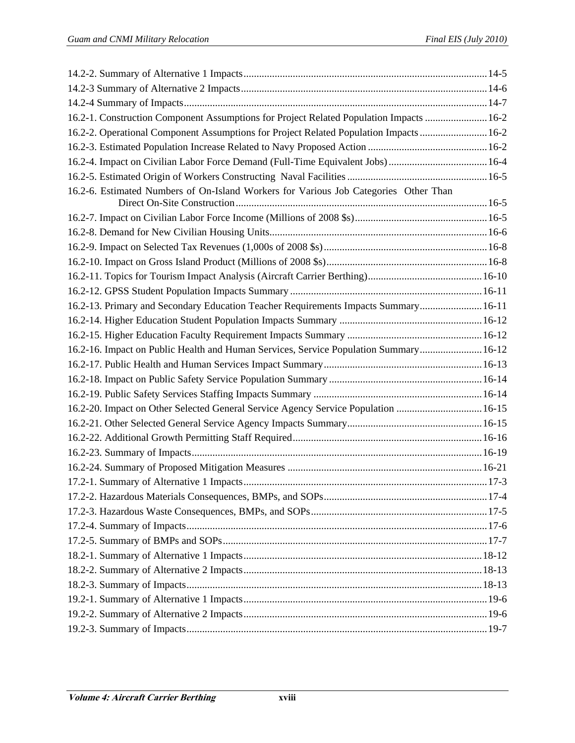14.2-2. Summary of Alternative 1 Impacts ............................................................................................. 14-5
14.2-3 Summary of Alternative 2 Impacts .............................................................................................. 14-6
14.2-4 Summary of Impacts ................................................................................................................... 14-7
16.2-1. Construction Component Assumptions for Project Related Population Impacts ........................ 16-2
16.2-2. Operational Component Assumptions for Project Related Population Impacts .......................... 16-2
16.2-3. Estimated Population Increase Related to Navy Proposed Action ............................................. 16-2
16.2-4. Impact on Civilian Labor Force Demand (Full-Time Equivalent Jobs) ...................................... 16-4
16.2-5. Estimated Origin of Workers Constructing Naval Facilities ...................................................... 16-5
16.2-6. Estimated Numbers of On-Island Workers for Various Job Categories Other Than Direct On-Site Construction ................................................................................................ 16-5
16.2-7. Impact on Civilian Labor Force Income (Millions of 2008 $s) .................................................. 16-5
16.2-8. Demand for New Civilian Housing Units ................................................................................... 16-6
16.2-9. Impact on Selected Tax Revenues (1,000s of 2008 $s) .............................................................. 16-8
16.2-10. Impact on Gross Island Product (Millions of 2008 $s) ............................................................. 16-8
16.2-11. Topics for Tourism Impact Analysis (Aircraft Carrier Berthing) ............................................ 16-10
16.2-12. GPSS Student Population Impacts Summary ......................................................................... 16-11
16.2-13. Primary and Secondary Education Teacher Requirements Impacts Summary ........................ 16-11
16.2-14. Higher Education Student Population Impacts Summary ....................................................... 16-12
16.2-15. Higher Education Faculty Requirement Impacts Summary .................................................... 16-12
16.2-16. Impact on Public Health and Human Services, Service Population Summary ........................ 16-12
16.2-17. Public Health and Human Services Impact Summary ............................................................. 16-13
16.2-18. Impact on Public Safety Service Population Summary ........................................................... 16-14
16.2-19. Public Safety Services Staffing Impacts Summary ................................................................. 16-14
16.2-20. Impact on Other Selected General Service Agency Service Population ................................. 16-15
16.2-21. Other Selected General Service Agency Impacts Summary .................................................... 16-15
16.2-22. Additional Growth Permitting Staff Required ........................................................................ 16-16
16.2-23. Summary of Impacts ................................................................................................................ 16-19
16.2-24. Summary of Proposed Mitigation Measures ........................................................................... 16-21
17.2-1. Summary of Alternative 1 Impacts ............................................................................................. 17-3
17.2-2. Hazardous Materials Consequences, BMPs, and SOPs .............................................................. 17-4
17.2-3. Hazardous Waste Consequences, BMPs, and SOPs ................................................................... 17-5
17.2-4. Summary of Impacts ................................................................................................................... 17-6
17.2-5. Summary of BMPs and SOPs ..................................................................................................... 17-7
18.2-1. Summary of Alternative 1 Impacts ........................................................................................... 18-12
18.2-2. Summary of Alternative 2 Impacts ........................................................................................... 18-13
18.2-3. Summary of Impacts ................................................................................................................. 18-13
19.2-1. Summary of Alternative 1 Impacts ............................................................................................. 19-6
19.2-2. Summary of Alternative 2 Impacts ............................................................................................. 19-6
19.2-3. Summary of Impacts ................................................................................................................... 19-7